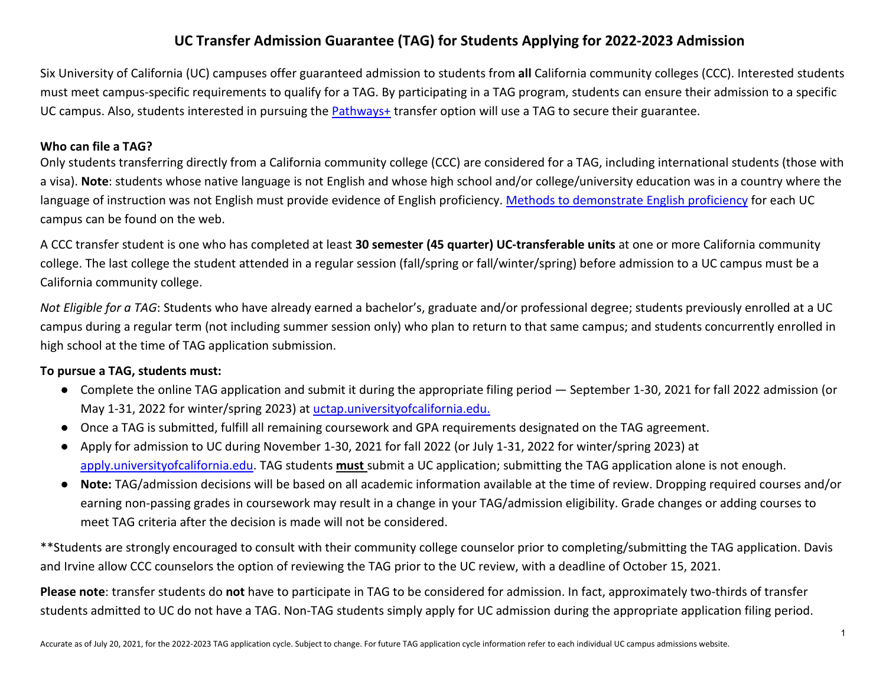# UC Transfer Admission Guarantee (TAG) for Students Applying for 2022-2023 Admission

Six University of California (UC) campuses offer guaranteed admission to students from **all** California community colleges (CCC). Interested students must meet campus-specific requirements to qualify for a TAG. By participating in a TAG program, students can ensure their admission to a specific UC campus. Also, students interested in pursuing the [Pathways+](Pathways+) transfer option will use a TAG to secure their guarantee.

**Who can file a TAG?**

Only students transferring directly from a California community college (CCC) are considered for a TAG, including international students (those with a visa). **Note**: students whose native language is not English and whose high school and/or college/university education was in a country where the language of instruction was not English must provide evidence of English proficiency. [Methods to demonstrate English proficiency](Methods to demonstrate English proficiency) for each UC campus can be found on the web.

A CCC transfer student is one who has completed at least **30 semester (45 quarter) UC-transferable units** at one or more California community college. The last college the student attended in a regular session (fall/spring or fall/winter/spring) before admission to a UC campus must be a California community college.

*Not Eligible for a TAG*: Students who have already earned a bachelor's, graduate and/or professional degree; students previously enrolled at a UC campus during a regular term (not including summer session only) who plan to return to that same campus; and students concurrently enrolled in high school at the time of TAG application submission.

**To pursue a TAG, students must:**

- Complete the online TAG application and submit it during the appropriate filing period — September 1-30, 2021 for fall 2022 admission (or May 1-31, 2022 for winter/spring 2023) at uctap.universityofcalifornia.edu.
- Once a TAG is submitted, fulfill all remaining coursework and GPA requirements designated on the TAG agreement.
- Apply for admission to UC during November 1-30, 2021 for fall 2022 (or July 1-31, 2022 for winter/spring 2023) at apply.universityofcalifornia.edu. TAG students **must** submit a UC application; submitting the TAG application alone is not enough.
- **Note:** TAG/admission decisions will be based on all academic information available at the time of review. Dropping required courses and/or earning non-passing grades in coursework may result in a change in your TAG/admission eligibility. Grade changes or adding courses to meet TAG criteria after the decision is made will not be considered.

**Students are strongly encouraged to consult with their community college counselor prior to completing/submitting the TAG application. Davis and Irvine allow CCC counselors the option of reviewing the TAG prior to the UC review, with a deadline of October 15, 2021.

**Please note**: transfer students do **not** have to participate in TAG to be considered for admission. In fact, approximately two-thirds of transfer students admitted to UC do not have a TAG. Non-TAG students simply apply for UC admission during the appropriate application filing period.

Accurate as of July 20, 2021, for the 2022-2023 TAG application cycle. Subject to change. For future TAG application cycle information refer to each individual UC campus admissions website.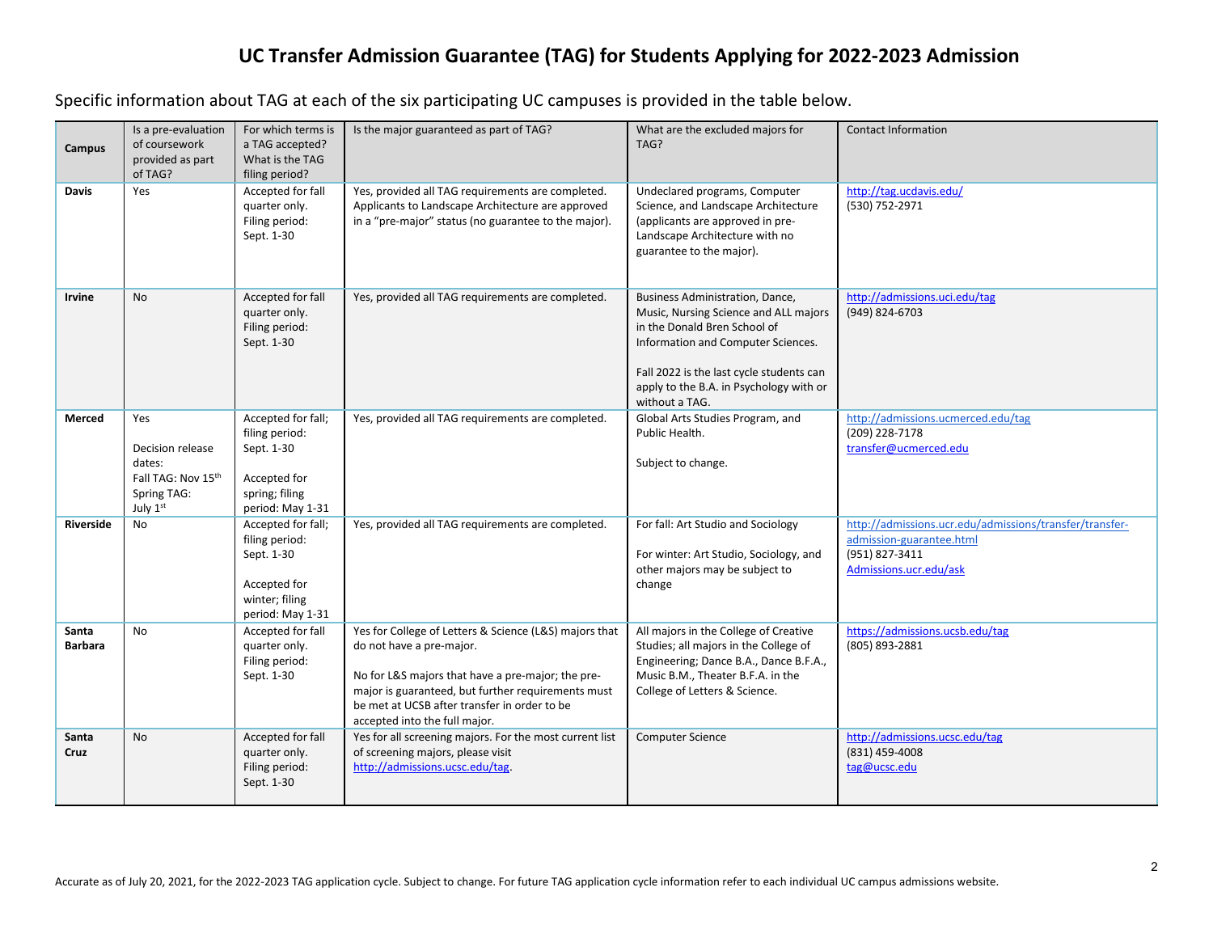# UC Transfer Admission Guarantee (TAG) for Students Applying for 2022-2023 Admission

Specific information about TAG at each of the six participating UC campuses is provided in the table below.

| Campus | Is a pre-evaluation of coursework provided as part of TAG? | For which terms is a TAG accepted? What is the TAG filing period? | Is the major guaranteed as part of TAG? | What are the excluded majors for TAG? | Contact Information |
|---|---|---|---|---|---|
| **Davis** | Yes | Accepted for fall quarter only. Filing period: Sept. 1-30 | Yes, provided all TAG requirements are completed. Applicants to Landscape Architecture are approved in a "pre-major" status (no guarantee to the major). | Undeclared programs, Computer Science, and Landscape Architecture (applicants are approved in pre-Landscape Architecture with no guarantee to the major). | http://tag.ucdavis.edu/ (530) 752-2971 |
| **Irvine** | No | Accepted for fall quarter only. Filing period: Sept. 1-30 | Yes, provided all TAG requirements are completed. | Business Administration, Dance, Music, Nursing Science and ALL majors in the Donald Bren School of Information and Computer Sciences. Fall 2022 is the last cycle students can apply to the B.A. in Psychology with or without a TAG. | http://admissions.uci.edu/tag (949) 824-6703 |
| **Merced** | Yes Decision release dates: Fall TAG: Nov 15th Spring TAG: July 1st | Accepted for fall; filing period: Sept. 1-30 Accepted for spring; filing period: May 1-31 | Yes, provided all TAG requirements are completed. | Global Arts Studies Program, and Public Health. Subject to change. | http://admissions.ucmerced.edu/tag (209) 228-7178 transfer@ucmerced.edu |
| **Riverside** | No | Accepted for fall; filing period: Sept. 1-30 Accepted for winter; filing period: May 1-31 | Yes, provided all TAG requirements are completed. | For fall: Art Studio and Sociology For winter: Art Studio, Sociology, and other majors may be subject to change | http://admissions.ucr.edu/admissions/transfer/transfer-admission-guarantee.html (951) 827-3411 Admissions.ucr.edu/ask |
| **Santa Barbara** | No | Accepted for fall quarter only. Filing period: Sept. 1-30 | Yes for College of Letters & Science (L&S) majors that do not have a pre-major. No for L&S majors that have a pre-major; the pre-major is guaranteed, but further requirements must be met at UCSB after transfer in order to be accepted into the full major. | All majors in the College of Creative Studies; all majors in the College of Engineering; Dance B.A., Dance B.F.A., Music B.M., Theater B.F.A. in the College of Letters & Science. | https://admissions.ucsb.edu/tag (805) 893-2881 |
| **Santa Cruz** | No | Accepted for fall quarter only. Filing period: Sept. 1-30 | Yes for all screening majors. For the most current list of screening majors, please visit http://admissions.ucsc.edu/tag. | Computer Science | http://admissions.ucsc.edu/tag (831) 459-4008 tag@ucsc.edu |

Accurate as of July 20, 2021, for the 2022-2023 TAG application cycle. Subject to change. For future TAG application cycle information refer to each individual UC campus admissions website.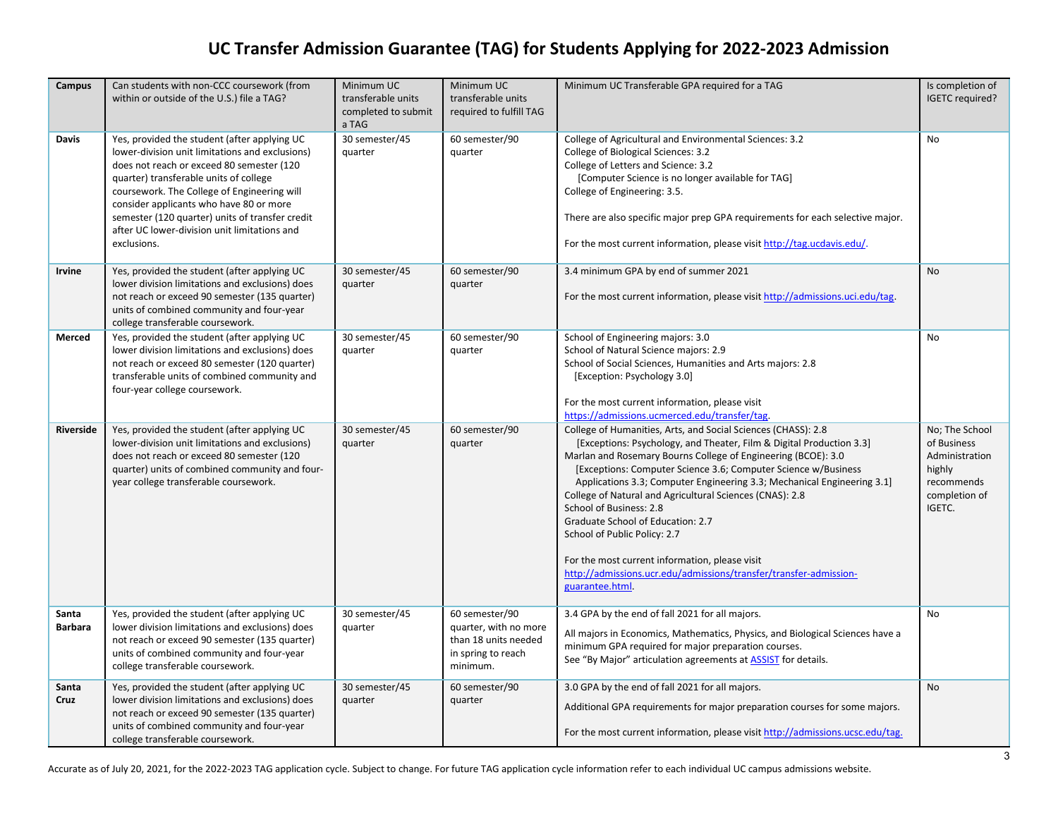# UC Transfer Admission Guarantee (TAG) for Students Applying for 2022-2023 Admission

| Campus | Can students with non-CCC coursework (from within or outside of the U.S.) file a TAG? | Minimum UC transferable units completed to submit a TAG | Minimum UC transferable units required to fulfill TAG | Minimum UC Transferable GPA required for a TAG | Is completion of IGETC required? |
|---|---|---|---|---|---|
| **Davis** | Yes, provided the student (after applying UC lower-division unit limitations and exclusions) does not reach or exceed 80 semester (120 quarter) transferable units of college coursework. The College of Engineering will consider applicants who have 80 or more semester (120 quarter) units of transfer credit after UC lower-division unit limitations and exclusions. | 30 semester/45 quarter | 60 semester/90 quarter | College of Agricultural and Environmental Sciences: 3.2<br>College of Biological Sciences: 3.2<br>College of Letters and Science: 3.2<br>[Computer Science is no longer available for TAG]<br>College of Engineering: 3.5.<br><br>There are also specific major prep GPA requirements for each selective major.<br><br>For the most current information, please visit http://tag.ucdavis.edu/. | No |
| **Irvine** | Yes, provided the student (after applying UC lower division limitations and exclusions) does not reach or exceed 90 semester (135 quarter) units of combined community and four-year college transferable coursework. | 30 semester/45 quarter | 60 semester/90 quarter | 3.4 minimum GPA by end of summer 2021<br><br>For the most current information, please visit http://admissions.uci.edu/tag. | No |
| **Merced** | Yes, provided the student (after applying UC lower division limitations and exclusions) does not reach or exceed 80 semester (120 quarter) transferable units of combined community and four-year college coursework. | 30 semester/45 quarter | 60 semester/90 quarter | School of Engineering majors: 3.0<br>School of Natural Science majors: 2.9<br>School of Social Sciences, Humanities and Arts majors: 2.8<br>[Exception: Psychology 3.0]<br><br>For the most current information, please visit https://admissions.ucmerced.edu/transfer/tag. | No |
| **Riverside** | Yes, provided the student (after applying UC lower-division unit limitations and exclusions) does not reach or exceed 80 semester (120 quarter) units of combined community and four-year college transferable coursework. | 30 semester/45 quarter | 60 semester/90 quarter | College of Humanities, Arts, and Social Sciences (CHASS): 2.8<br>[Exceptions: Psychology, and Theater, Film & Digital Production 3.3]<br>Marlan and Rosemary Bourns College of Engineering (BCOE): 3.0<br>[Exceptions: Computer Science 3.6; Computer Science w/Business Applications 3.3; Computer Engineering 3.3; Mechanical Engineering 3.1]<br>College of Natural and Agricultural Sciences (CNAS): 2.8<br>School of Business: 2.8<br>Graduate School of Education: 2.7<br>School of Public Policy: 2.7<br><br>For the most current information, please visit http://admissions.ucr.edu/admissions/transfer/transfer-admission-guarantee.html. | No; The School of Business Administration highly recommends completion of IGETC. |
| **Santa Barbara** | Yes, provided the student (after applying UC lower division limitations and exclusions) does not reach or exceed 90 semester (135 quarter) units of combined community and four-year college transferable coursework. | 30 semester/45 quarter | 60 semester/90 quarter, with no more than 18 units needed in spring to reach minimum. | 3.4 GPA by the end of fall 2021 for all majors.<br><br>All majors in Economics, Mathematics, Physics, and Biological Sciences have a minimum GPA required for major preparation courses.<br>See "By Major" articulation agreements at ASSIST for details. | No |
| **Santa Cruz** | Yes, provided the student (after applying UC lower division limitations and exclusions) does not reach or exceed 90 semester (135 quarter) units of combined community and four-year college transferable coursework. | 30 semester/45 quarter | 60 semester/90 quarter | 3.0 GPA by the end of fall 2021 for all majors.<br><br>Additional GPA requirements for major preparation courses for some majors.<br><br>For the most current information, please visit http://admissions.ucsc.edu/tag. | No |

Accurate as of July 20, 2021, for the 2022-2023 TAG application cycle. Subject to change. For future TAG application cycle information refer to each individual UC campus admissions website.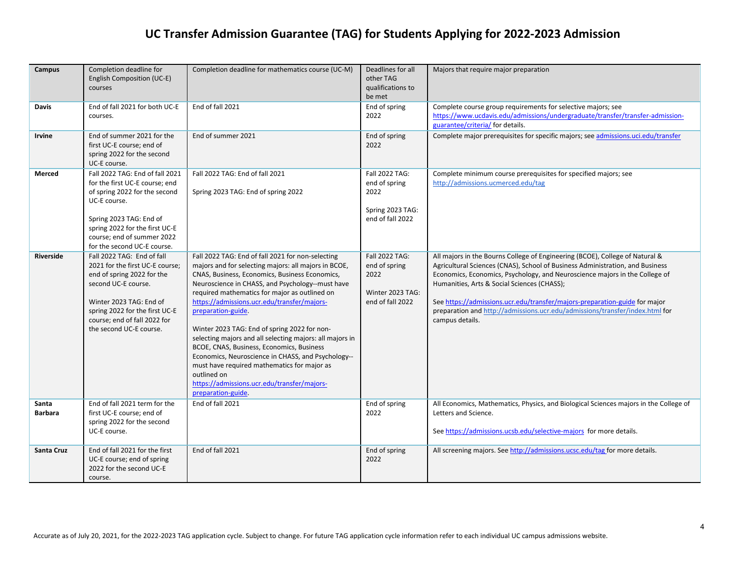# UC Transfer Admission Guarantee (TAG) for Students Applying for 2022-2023 Admission

| Campus | Completion deadline for English Composition (UC-E) courses | Completion deadline for mathematics course (UC-M) | Deadlines for all other TAG qualifications to be met | Majors that require major preparation |
|---|---|---|---|---|
| **Davis** | End of fall 2021 for both UC-E courses. | End of fall 2021 | End of spring 2022 | Complete course group requirements for selective majors; see https://www.ucdavis.edu/admissions/undergraduate/transfer/transfer-admission-guarantee/criteria/ for details. |
| **Irvine** | End of summer 2021 for the first UC-E course; end of spring 2022 for the second UC-E course. | End of summer 2021 | End of spring 2022 | Complete major prerequisites for specific majors; see admissions.uci.edu/transfer |
| **Merced** | Fall 2022 TAG: End of fall 2021 for the first UC-E course; end of spring 2022 for the second UC-E course.<br><br>Spring 2023 TAG: End of spring 2022 for the first UC-E course; end of summer 2022 for the second UC-E course. | Fall 2022 TAG: End of fall 2021<br><br>Spring 2023 TAG: End of spring 2022 | Fall 2022 TAG: end of spring 2022<br><br>Spring 2023 TAG: end of fall 2022 | Complete minimum course prerequisites for specified majors; see http://admissions.ucmerced.edu/tag |
| **Riverside** | Fall 2022 TAG: End of fall 2021 for the first UC-E course; end of spring 2022 for the second UC-E course.<br><br>Winter 2023 TAG: End of spring 2022 for the first UC-E course; end of fall 2022 for the second UC-E course. | Fall 2022 TAG: End of fall 2021 for non-selecting majors and for selecting majors: all majors in BCOE, CNAS, Business, Economics, Business Economics, Neuroscience in CHASS, and Psychology--must have required mathematics for major as outlined on https://admissions.ucr.edu/transfer/majors-preparation-guide.<br><br>Winter 2023 TAG: End of spring 2022 for non-selecting majors and all selecting majors: all majors in BCOE, CNAS, Business, Economics, Business Economics, Neuroscience in CHASS, and Psychology--must have required mathematics for major as outlined on https://admissions.ucr.edu/transfer/majors-preparation-guide. | Fall 2022 TAG: end of spring 2022<br><br>Winter 2023 TAG: end of fall 2022 | All majors in the Bourns College of Engineering (BCOE), College of Natural & Agricultural Sciences (CNAS), School of Business Administration, and Business Economics, Economics, Psychology, and Neuroscience majors in the College of Humanities, Arts & Social Sciences (CHASS);<br><br>See https://admissions.ucr.edu/transfer/majors-preparation-guide for major preparation and http://admissions.ucr.edu/admissions/transfer/index.html for campus details. |
| **Santa Barbara** | End of fall 2021 term for the first UC-E course; end of spring 2022 for the second UC-E course. | End of fall 2021 | End of spring 2022 | All Economics, Mathematics, Physics, and Biological Sciences majors in the College of Letters and Science.<br><br>See https://admissions.ucsb.edu/selective-majors for more details. |
| **Santa Cruz** | End of fall 2021 for the first UC-E course; end of spring 2022 for the second UC-E course. | End of fall 2021 | End of spring 2022 | All screening majors. See http://admissions.ucsc.edu/tag for more details. |

Accurate as of July 20, 2021, for the 2022-2023 TAG application cycle. Subject to change. For future TAG application cycle information refer to each individual UC campus admissions website.